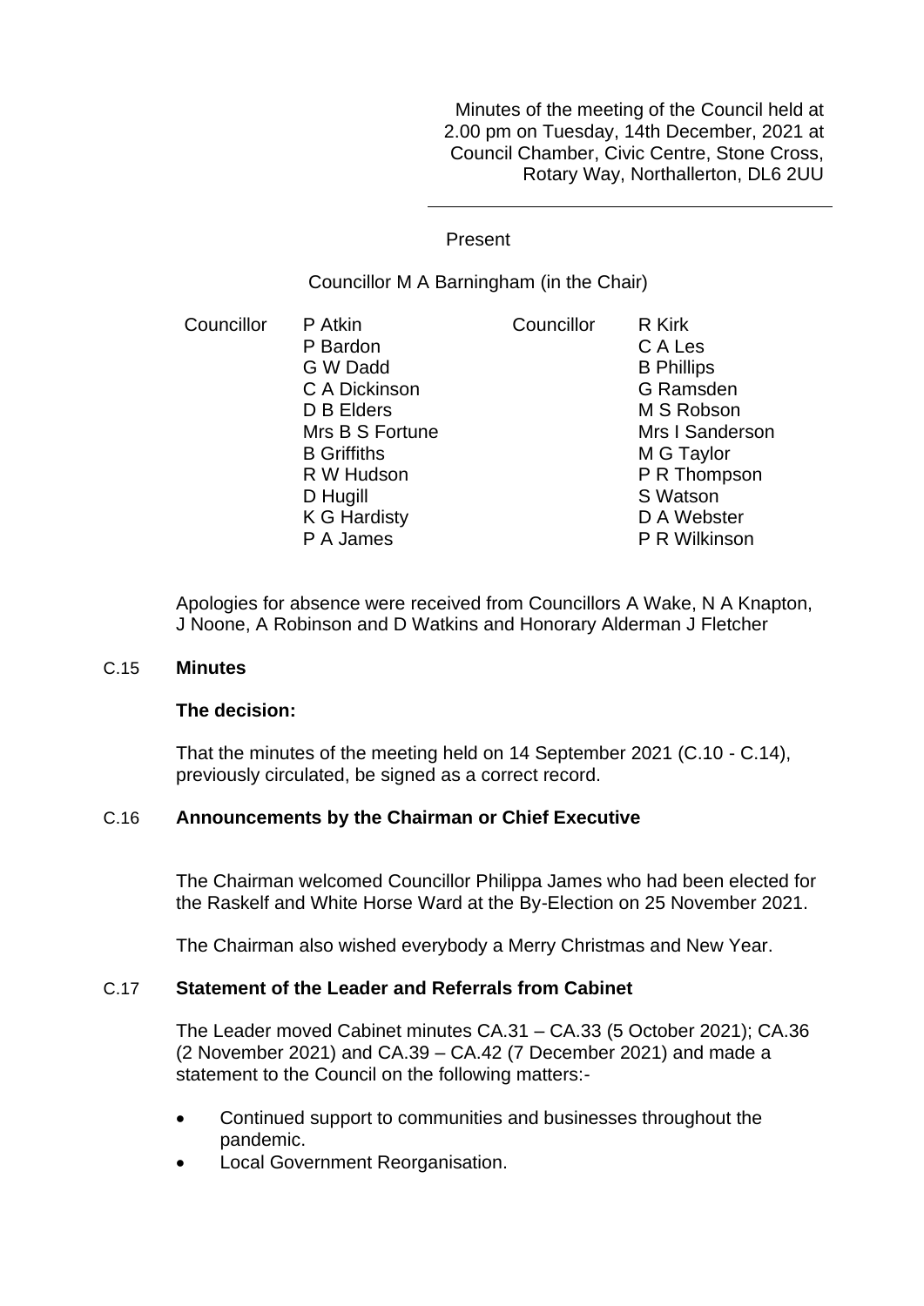Minutes of the meeting of the Council held at 2.00 pm on Tuesday, 14th December, 2021 at Council Chamber, Civic Centre, Stone Cross, Rotary Way, Northallerton, DL6 2UU

---

Present

Councillor M A Barningham (in the Chair)

| Councillor | | Councillor | |
|---|---|---|---|
| | P Atkin | | R Kirk |
| | P Bardon | | C A Les |
| | G W Dadd | | B Phillips |
| | C A Dickinson | | G Ramsden |
| | D B Elders | | M S Robson |
| | Mrs B S Fortune | | Mrs I Sanderson |
| | B Griffiths | | M G Taylor |
| | R W Hudson | | P R Thompson |
| | D Hugill | | S Watson |
| | K G Hardisty | | D A Webster |
| | P A James | | P R Wilkinson |

Apologies for absence were received from Councillors A Wake, N A Knapton, J Noone, A Robinson and D Watkins and Honorary Alderman J Fletcher

## C.15 Minutes

**The decision:**

That the minutes of the meeting held on 14 September 2021 (C.10 - C.14), previously circulated, be signed as a correct record.

## C.16 Announcements by the Chairman or Chief Executive

The Chairman welcomed Councillor Philippa James who had been elected for the Raskelf and White Horse Ward at the By-Election on 25 November 2021.

The Chairman also wished everybody a Merry Christmas and New Year.

## C.17 Statement of the Leader and Referrals from Cabinet

The Leader moved Cabinet minutes CA.31 – CA.33 (5 October 2021); CA.36 (2 November 2021) and CA.39 – CA.42 (7 December 2021) and made a statement to the Council on the following matters:-

- Continued support to communities and businesses throughout the pandemic.
- Local Government Reorganisation.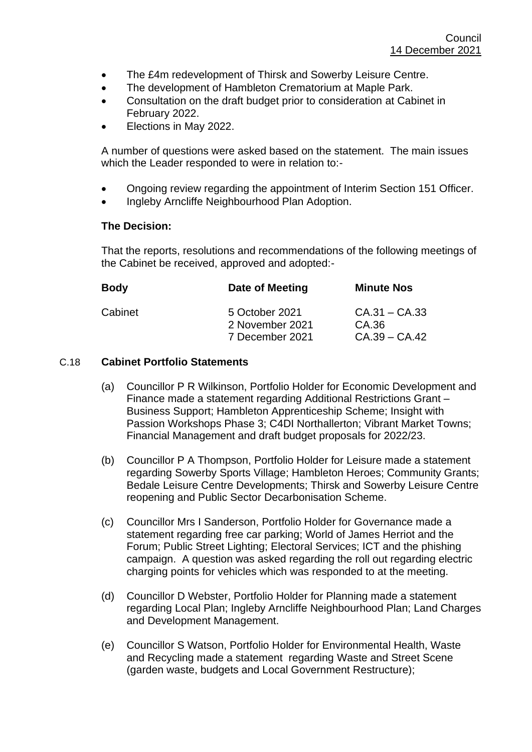- The £4m redevelopment of Thirsk and Sowerby Leisure Centre.
- The development of Hambleton Crematorium at Maple Park.
- Consultation on the draft budget prior to consideration at Cabinet in February 2022.
- Elections in May 2022.

A number of questions were asked based on the statement. The main issues which the Leader responded to were in relation to:-

- Ongoing review regarding the appointment of Interim Section 151 Officer.
- Ingleby Arncliffe Neighbourhood Plan Adoption.

**The Decision:**

That the reports, resolutions and recommendations of the following meetings of the Cabinet be received, approved and adopted:-

| Body | Date of Meeting | Minute Nos |
| --- | --- | --- |
| Cabinet | 5 October 2021 | CA.31 – CA.33 |
| | 2 November 2021 | CA.36 |
| | 7 December 2021 | CA.39 – CA.42 |

## C.18 Cabinet Portfolio Statements

(a) Councillor P R Wilkinson, Portfolio Holder for Economic Development and Finance made a statement regarding Additional Restrictions Grant – Business Support; Hambleton Apprenticeship Scheme; Insight with Passion Workshops Phase 3; C4DI Northallerton; Vibrant Market Towns; Financial Management and draft budget proposals for 2022/23.

(b) Councillor P A Thompson, Portfolio Holder for Leisure made a statement regarding Sowerby Sports Village; Hambleton Heroes; Community Grants; Bedale Leisure Centre Developments; Thirsk and Sowerby Leisure Centre reopening and Public Sector Decarbonisation Scheme.

(c) Councillor Mrs I Sanderson, Portfolio Holder for Governance made a statement regarding free car parking; World of James Herriot and the Forum; Public Street Lighting; Electoral Services; ICT and the phishing campaign. A question was asked regarding the roll out regarding electric charging points for vehicles which was responded to at the meeting.

(d) Councillor D Webster, Portfolio Holder for Planning made a statement regarding Local Plan; Ingleby Arncliffe Neighbourhood Plan; Land Charges and Development Management.

(e) Councillor S Watson, Portfolio Holder for Environmental Health, Waste and Recycling made a statement regarding Waste and Street Scene (garden waste, budgets and Local Government Restructure);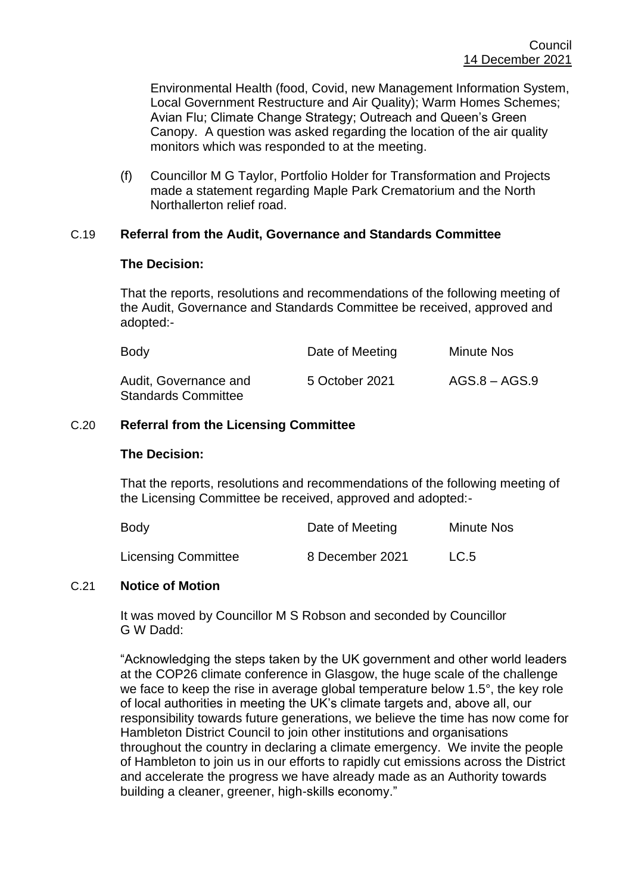Environmental Health (food, Covid, new Management Information System, Local Government Restructure and Air Quality); Warm Homes Schemes; Avian Flu; Climate Change Strategy; Outreach and Queen's Green Canopy. A question was asked regarding the location of the air quality monitors which was responded to at the meeting.

(f) Councillor M G Taylor, Portfolio Holder for Transformation and Projects made a statement regarding Maple Park Crematorium and the North Northallerton relief road.

## C.19 Referral from the Audit, Governance and Standards Committee

**The Decision:**

That the reports, resolutions and recommendations of the following meeting of the Audit, Governance and Standards Committee be received, approved and adopted:-

| Body | Date of Meeting | Minute Nos |
|---|---|---|
| Audit, Governance and Standards Committee | 5 October 2021 | AGS.8 – AGS.9 |

## C.20 Referral from the Licensing Committee

**The Decision:**

That the reports, resolutions and recommendations of the following meeting of the Licensing Committee be received, approved and adopted:-

| Body | Date of Meeting | Minute Nos |
|---|---|---|
| Licensing Committee | 8 December 2021 | LC.5 |

## C.21 Notice of Motion

It was moved by Councillor M S Robson and seconded by Councillor G W Dadd:

"Acknowledging the steps taken by the UK government and other world leaders at the COP26 climate conference in Glasgow, the huge scale of the challenge we face to keep the rise in average global temperature below 1.5°, the key role of local authorities in meeting the UK's climate targets and, above all, our responsibility towards future generations, we believe the time has now come for Hambleton District Council to join other institutions and organisations throughout the country in declaring a climate emergency. We invite the people of Hambleton to join us in our efforts to rapidly cut emissions across the District and accelerate the progress we have already made as an Authority towards building a cleaner, greener, high-skills economy."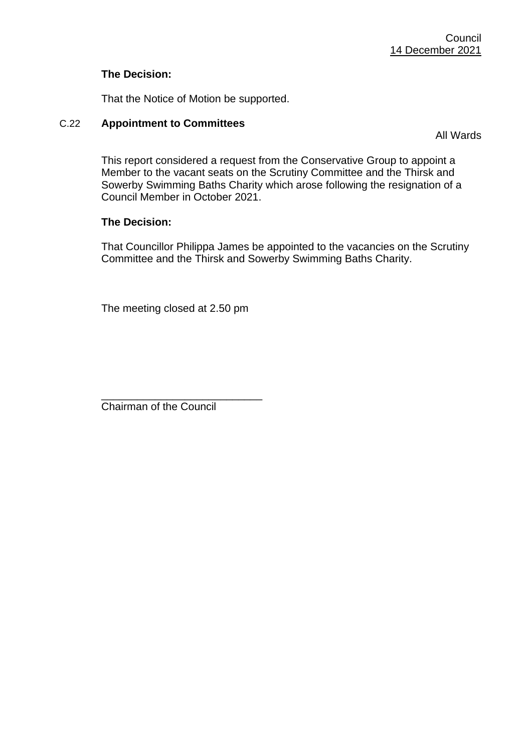**The Decision:**

That the Notice of Motion be supported.

### C.22 Appointment to Committees

All Wards

This report considered a request from the Conservative Group to appoint a Member to the vacant seats on the Scrutiny Committee and the Thirsk and Sowerby Swimming Baths Charity which arose following the resignation of a Council Member in October 2021.

**The Decision:**

That Councillor Philippa James be appointed to the vacancies on the Scrutiny Committee and the Thirsk and Sowerby Swimming Baths Charity.

The meeting closed at 2.50 pm

___________________________

Chairman of the Council